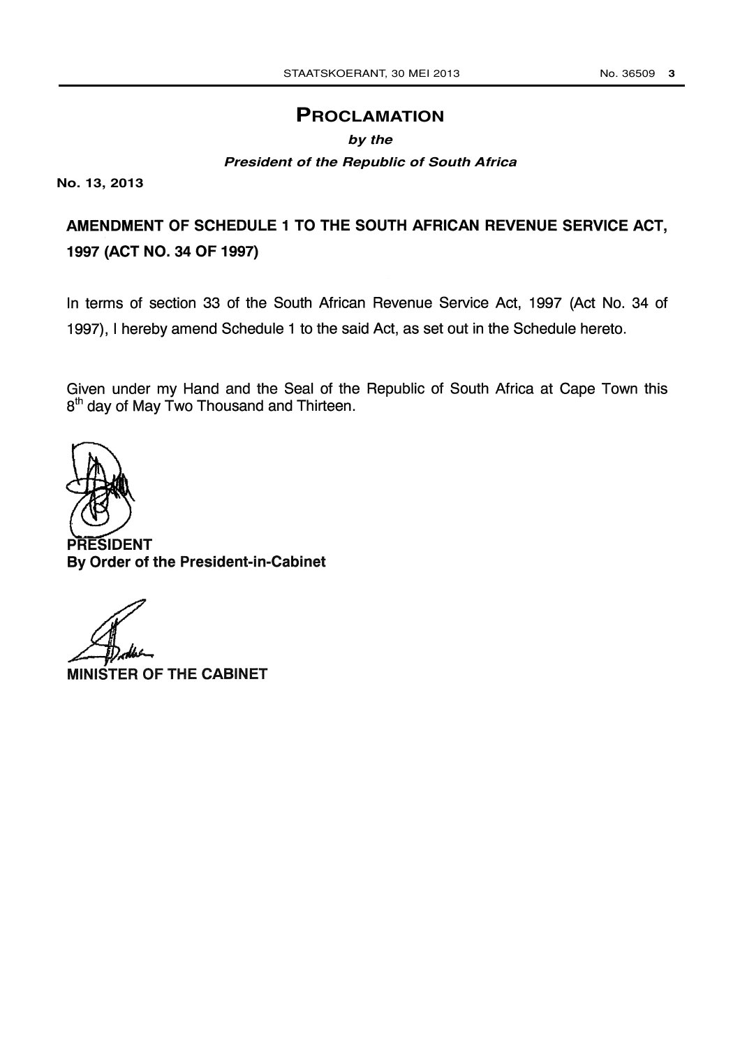# PROCLAMATION

***by the***

***President of the Republic of South Africa***

**No. 13, 2013**

## AMENDMENT OF SCHEDULE 1 TO THE SOUTH AFRICAN REVENUE SERVICE ACT, 1997 (ACT NO. 34 OF 1997)

In terms of section 33 of the South African Revenue Service Act, 1997 (Act No. 34 of 1997), I hereby amend Schedule 1 to the said Act, as set out in the Schedule hereto.

Given under my Hand and the Seal of the Republic of South Africa at Cape Town this 8th day of May Two Thousand and Thirteen.

**PRESIDENT**

**By Order of the President-in-Cabinet**

**MINISTER OF THE CABINET**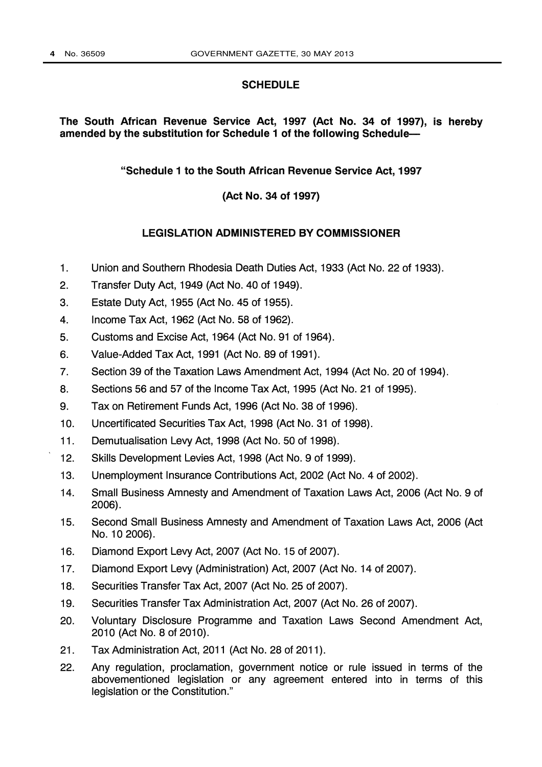## SCHEDULE

**The South African Revenue Service Act, 1997 (Act No. 34 of 1997), is hereby amended by the substitution for Schedule 1 of the following Schedule—**

**"Schedule 1 to the South African Revenue Service Act, 1997**

**(Act No. 34 of 1997)**

### LEGISLATION ADMINISTERED BY COMMISSIONER

1. Union and Southern Rhodesia Death Duties Act, 1933 (Act No. 22 of 1933).
2. Transfer Duty Act, 1949 (Act No. 40 of 1949).
3. Estate Duty Act, 1955 (Act No. 45 of 1955).
4. Income Tax Act, 1962 (Act No. 58 of 1962).
5. Customs and Excise Act, 1964 (Act No. 91 of 1964).
6. Value-Added Tax Act, 1991 (Act No. 89 of 1991).
7. Section 39 of the Taxation Laws Amendment Act, 1994 (Act No. 20 of 1994).
8. Sections 56 and 57 of the Income Tax Act, 1995 (Act No. 21 of 1995).
9. Tax on Retirement Funds Act, 1996 (Act No. 38 of 1996).
10. Uncertificated Securities Tax Act, 1998 (Act No. 31 of 1998).
11. Demutualisation Levy Act, 1998 (Act No. 50 of 1998).
12. Skills Development Levies Act, 1998 (Act No. 9 of 1999).
13. Unemployment Insurance Contributions Act, 2002 (Act No. 4 of 2002).
14. Small Business Amnesty and Amendment of Taxation Laws Act, 2006 (Act No. 9 of 2006).
15. Second Small Business Amnesty and Amendment of Taxation Laws Act, 2006 (Act No. 10 2006).
16. Diamond Export Levy Act, 2007 (Act No. 15 of 2007).
17. Diamond Export Levy (Administration) Act, 2007 (Act No. 14 of 2007).
18. Securities Transfer Tax Act, 2007 (Act No. 25 of 2007).
19. Securities Transfer Tax Administration Act, 2007 (Act No. 26 of 2007).
20. Voluntary Disclosure Programme and Taxation Laws Second Amendment Act, 2010 (Act No. 8 of 2010).
21. Tax Administration Act, 2011 (Act No. 28 of 2011).
22. Any regulation, proclamation, government notice or rule issued in terms of the abovementioned legislation or any agreement entered into in terms of this legislation or the Constitution."